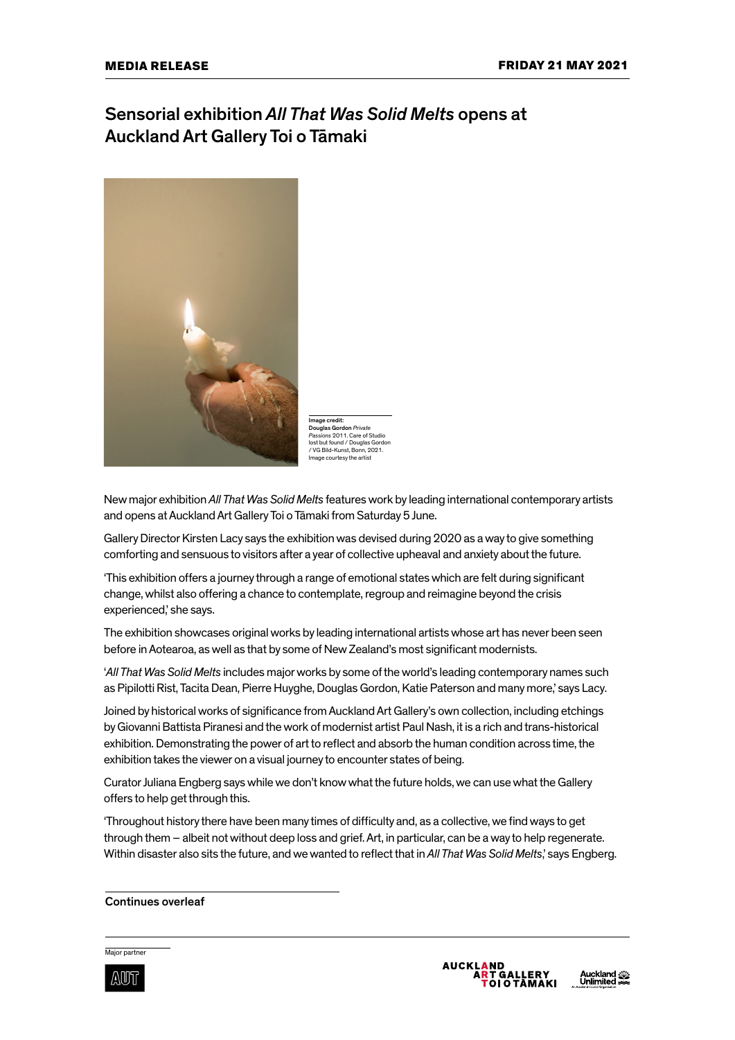**MEDIA RELEASE** **FRIDAY 21 MAY 2021**

# Sensorial exhibition *All That Was Solid Melts* opens at Auckland Art Gallery Toi o Tāmaki

**Image credit:**
**Douglas Gordon** *Private Passions* 2011. Care of Studio lost but found / Douglas Gordon / VG Bild-Kunst, Bonn, 2021. Image courtesy the artist

New major exhibition *All That Was Solid Melts* features work by leading international contemporary artists and opens at Auckland Art Gallery Toi o Tāmaki from Saturday 5 June.

Gallery Director Kirsten Lacy says the exhibition was devised during 2020 as a way to give something comforting and sensuous to visitors after a year of collective upheaval and anxiety about the future.

'This exhibition offers a journey through a range of emotional states which are felt during significant change, whilst also offering a chance to contemplate, regroup and reimagine beyond the crisis experienced,' she says.

The exhibition showcases original works by leading international artists whose art has never been seen before in Aotearoa, as well as that by some of New Zealand's most significant modernists.

'*All That Was Solid Melts* includes major works by some of the world's leading contemporary names such as Pipilotti Rist, Tacita Dean, Pierre Huyghe, Douglas Gordon, Katie Paterson and many more,' says Lacy.

Joined by historical works of significance from Auckland Art Gallery's own collection, including etchings by Giovanni Battista Piranesi and the work of modernist artist Paul Nash, it is a rich and trans-historical exhibition. Demonstrating the power of art to reflect and absorb the human condition across time, the exhibition takes the viewer on a visual journey to encounter states of being.

Curator Juliana Engberg says while we don't know what the future holds, we can use what the Gallery offers to help get through this.

'Throughout history there have been many times of difficulty and, as a collective, we find ways to get through them – albeit not without deep loss and grief. Art, in particular, can be a way to help regenerate. Within disaster also sits the future, and we wanted to reflect that in *All That Was Solid Melts*,' says Engberg.

Continues overleaf

Major partner

AUT

AUCKLAND ART GALLERY TOI O TĀMAKI

Auckland Unlimited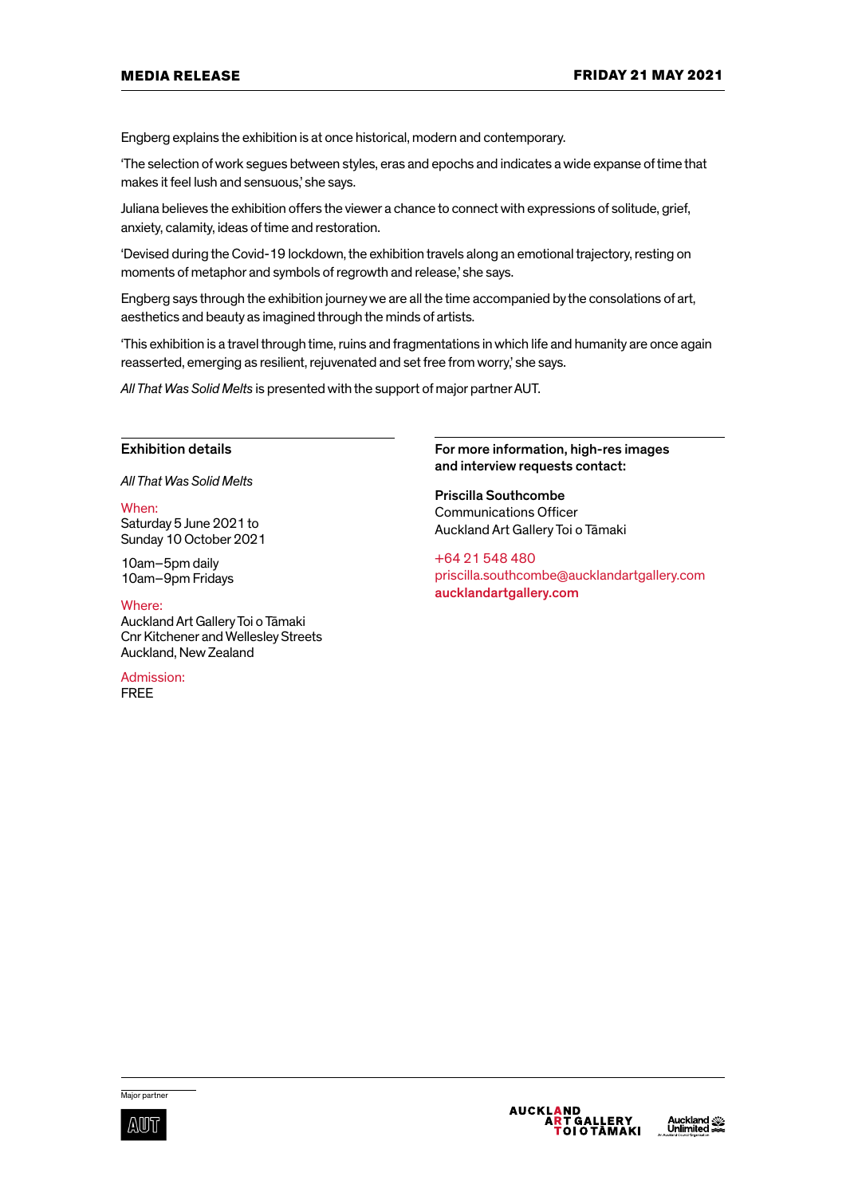Engberg explains the exhibition is at once historical, modern and contemporary.

'The selection of work segues between styles, eras and epochs and indicates a wide expanse of time that makes it feel lush and sensuous,' she says.

Juliana believes the exhibition offers the viewer a chance to connect with expressions of solitude, grief, anxiety, calamity, ideas of time and restoration.

'Devised during the Covid-19 lockdown, the exhibition travels along an emotional trajectory, resting on moments of metaphor and symbols of regrowth and release,' she says.

Engberg says through the exhibition journey we are all the time accompanied by the consolations of art, aesthetics and beauty as imagined through the minds of artists.

'This exhibition is a travel through time, ruins and fragmentations in which life and humanity are once again reasserted, emerging as resilient, rejuvenated and set free from worry,' she says.

*All That Was Solid Melts* is presented with the support of major partner AUT.

### Exhibition details

*All That Was Solid Melts*

When:
Saturday 5 June 2021 to
Sunday 10 October 2021

10am–5pm daily
10am–9pm Fridays

Where:
Auckland Art Gallery Toi o Tāmaki
Cnr Kitchener and Wellesley Streets
Auckland, New Zealand

Admission:
FREE

### For more information, high-res images and interview requests contact:

**Priscilla Southcombe**
Communications Officer
Auckland Art Gallery Toi o Tāmaki

+64 21 548 480
priscilla.southcombe@aucklandartgallery.com
**aucklandartgallery.com**

Major partner

AUT

AUCKLAND ART GALLERY TOI O TĀMAKI

Auckland Unlimited